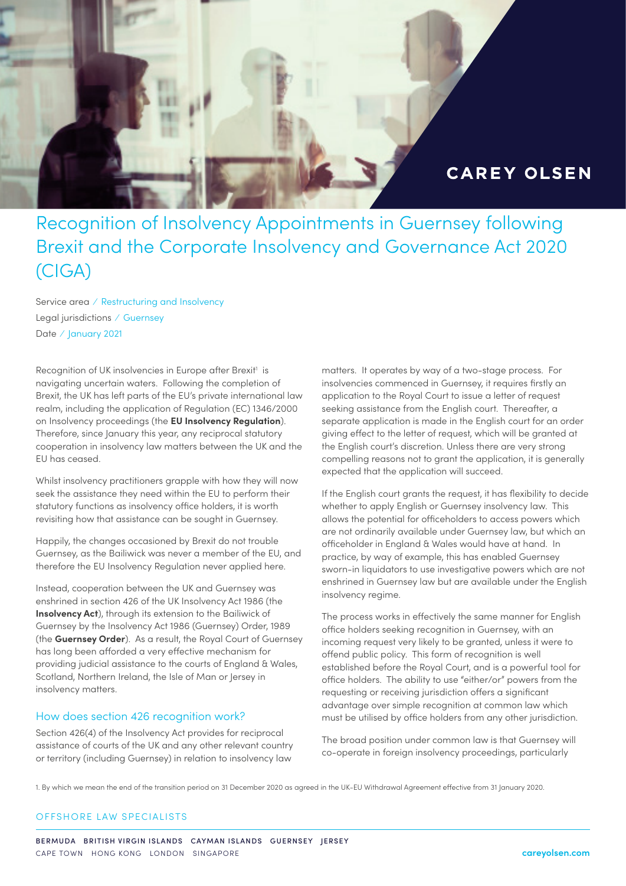# Recognition of Insolvency Appointments in Guernsey following Brexit and the Corporate Insolvency and Governance Act 2020 (CIGA)

Service area / Restructuring and Insolvency
Legal jurisdictions / Guernsey
Date / January 2021

Recognition of UK insolvencies in Europe after Brexit[1] is navigating uncertain waters. Following the completion of Brexit, the UK has left parts of the EU's private international law realm, including the application of Regulation (EC) 1346/2000 on Insolvency proceedings (the **EU Insolvency Regulation**). Therefore, since January this year, any reciprocal statutory cooperation in insolvency law matters between the UK and the EU has ceased.

Whilst insolvency practitioners grapple with how they will now seek the assistance they need within the EU to perform their statutory functions as insolvency office holders, it is worth revisiting how that assistance can be sought in Guernsey.

Happily, the changes occasioned by Brexit do not trouble Guernsey, as the Bailiwick was never a member of the EU, and therefore the EU Insolvency Regulation never applied here.

Instead, cooperation between the UK and Guernsey was enshrined in section 426 of the UK Insolvency Act 1986 (the **Insolvency Act**), through its extension to the Bailiwick of Guernsey by the Insolvency Act 1986 (Guernsey) Order, 1989 (the **Guernsey Order**). As a result, the Royal Court of Guernsey has long been afforded a very effective mechanism for providing judicial assistance to the courts of England & Wales, Scotland, Northern Ireland, the Isle of Man or Jersey in insolvency matters.

## How does section 426 recognition work?

Section 426(4) of the Insolvency Act provides for reciprocal assistance of courts of the UK and any other relevant country or territory (including Guernsey) in relation to insolvency law matters. It operates by way of a two-stage process. For insolvencies commenced in Guernsey, it requires firstly an application to the Royal Court to issue a letter of request seeking assistance from the English court. Thereafter, a separate application is made in the English court for an order giving effect to the letter of request, which will be granted at the English court's discretion. Unless there are very strong compelling reasons not to grant the application, it is generally expected that the application will succeed.

If the English court grants the request, it has flexibility to decide whether to apply English or Guernsey insolvency law. This allows the potential for officeholders to access powers which are not ordinarily available under Guernsey law, but which an officeholder in England & Wales would have at hand. In practice, by way of example, this has enabled Guernsey sworn-in liquidators to use investigative powers which are not enshrined in Guernsey law but are available under the English insolvency regime.

The process works in effectively the same manner for English office holders seeking recognition in Guernsey, with an incoming request very likely to be granted, unless it were to offend public policy. This form of recognition is well established before the Royal Court, and is a powerful tool for office holders. The ability to use "either/or" powers from the requesting or receiving jurisdiction offers a significant advantage over simple recognition at common law which must be utilised by office holders from any other jurisdiction.

The broad position under common law is that Guernsey will co-operate in foreign insolvency proceedings, particularly

1. By which we mean the end of the transition period on 31 December 2020 as agreed in the UK-EU Withdrawal Agreement effective from 31 January 2020.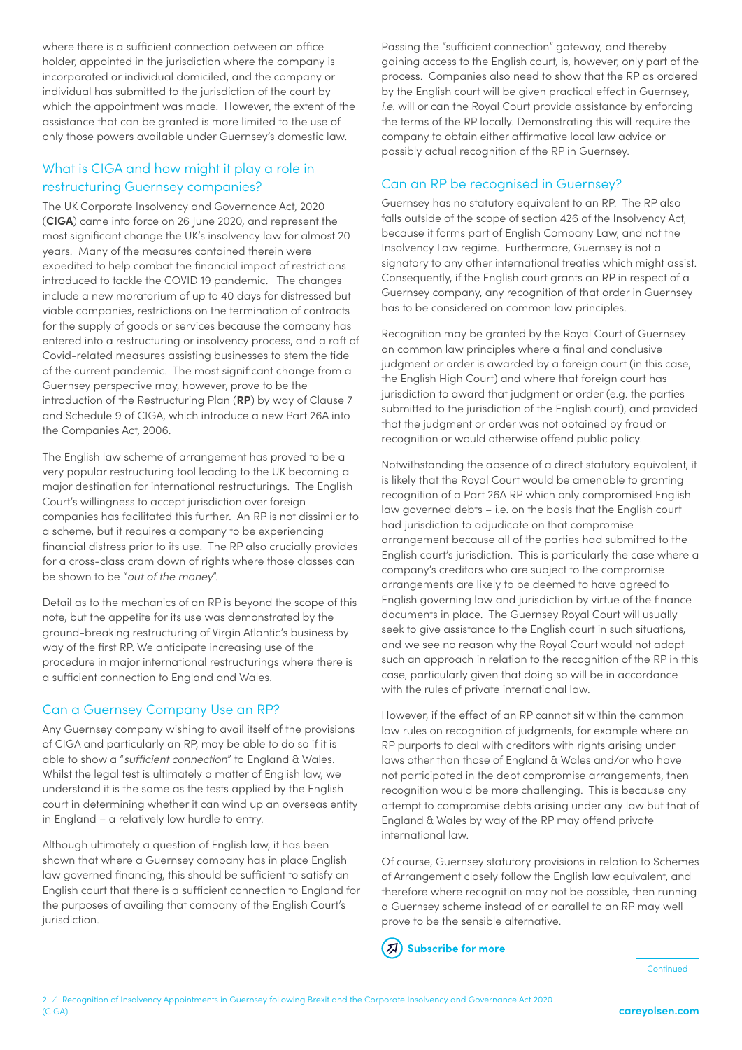where there is a sufficient connection between an office holder, appointed in the jurisdiction where the company is incorporated or individual domiciled, and the company or individual has submitted to the jurisdiction of the court by which the appointment was made. However, the extent of the assistance that can be granted is more limited to the use of only those powers available under Guernsey's domestic law.

## What is CIGA and how might it play a role in restructuring Guernsey companies?

The UK Corporate Insolvency and Governance Act, 2020 (**CIGA**) came into force on 26 June 2020, and represent the most significant change the UK's insolvency law for almost 20 years. Many of the measures contained therein were expedited to help combat the financial impact of restrictions introduced to tackle the COVID 19 pandemic. The changes include a new moratorium of up to 40 days for distressed but viable companies, restrictions on the termination of contracts for the supply of goods or services because the company has entered into a restructuring or insolvency process, and a raft of Covid-related measures assisting businesses to stem the tide of the current pandemic. The most significant change from a Guernsey perspective may, however, prove to be the introduction of the Restructuring Plan (**RP**) by way of Clause 7 and Schedule 9 of CIGA, which introduce a new Part 26A into the Companies Act, 2006.

The English law scheme of arrangement has proved to be a very popular restructuring tool leading to the UK becoming a major destination for international restructurings. The English Court's willingness to accept jurisdiction over foreign companies has facilitated this further. An RP is not dissimilar to a scheme, but it requires a company to be experiencing financial distress prior to its use. The RP also crucially provides for a cross-class cram down of rights where those classes can be shown to be "*out of the money*".

Detail as to the mechanics of an RP is beyond the scope of this note, but the appetite for its use was demonstrated by the ground-breaking restructuring of Virgin Atlantic's business by way of the first RP. We anticipate increasing use of the procedure in major international restructurings where there is a sufficient connection to England and Wales.

## Can a Guernsey Company Use an RP?

Any Guernsey company wishing to avail itself of the provisions of CIGA and particularly an RP, may be able to do so if it is able to show a "*sufficient connection*" to England & Wales. Whilst the legal test is ultimately a matter of English law, we understand it is the same as the tests applied by the English court in determining whether it can wind up an overseas entity in England – a relatively low hurdle to entry.

Although ultimately a question of English law, it has been shown that where a Guernsey company has in place English law governed financing, this should be sufficient to satisfy an English court that there is a sufficient connection to England for the purposes of availing that company of the English Court's jurisdiction.

Passing the "sufficient connection" gateway, and thereby gaining access to the English court, is, however, only part of the process. Companies also need to show that the RP as ordered by the English court will be given practical effect in Guernsey, *i.e.* will or can the Royal Court provide assistance by enforcing the terms of the RP locally. Demonstrating this will require the company to obtain either affirmative local law advice or possibly actual recognition of the RP in Guernsey.

## Can an RP be recognised in Guernsey?

Guernsey has no statutory equivalent to an RP. The RP also falls outside of the scope of section 426 of the Insolvency Act, because it forms part of English Company Law, and not the Insolvency Law regime. Furthermore, Guernsey is not a signatory to any other international treaties which might assist. Consequently, if the English court grants an RP in respect of a Guernsey company, any recognition of that order in Guernsey has to be considered on common law principles.

Recognition may be granted by the Royal Court of Guernsey on common law principles where a final and conclusive judgment or order is awarded by a foreign court (in this case, the English High Court) and where that foreign court has jurisdiction to award that judgment or order (e.g. the parties submitted to the jurisdiction of the English court), and provided that the judgment or order was not obtained by fraud or recognition or would otherwise offend public policy.

Notwithstanding the absence of a direct statutory equivalent, it is likely that the Royal Court would be amenable to granting recognition of a Part 26A RP which only compromised English law governed debts – i.e. on the basis that the English court had jurisdiction to adjudicate on that compromise arrangement because all of the parties had submitted to the English court's jurisdiction. This is particularly the case where a company's creditors who are subject to the compromise arrangements are likely to be deemed to have agreed to English governing law and jurisdiction by virtue of the finance documents in place. The Guernsey Royal Court will usually seek to give assistance to the English court in such situations, and we see no reason why the Royal Court would not adopt such an approach in relation to the recognition of the RP in this case, particularly given that doing so will be in accordance with the rules of private international law.

However, if the effect of an RP cannot sit within the common law rules on recognition of judgments, for example where an RP purports to deal with creditors with rights arising under laws other than those of England & Wales and/or who have not participated in the debt compromise arrangements, then recognition would be more challenging. This is because any attempt to compromise debts arising under any law but that of England & Wales by way of the RP may offend private international law.

Of course, Guernsey statutory provisions in relation to Schemes of Arrangement closely follow the English law equivalent, and therefore where recognition may not be possible, then running a Guernsey scheme instead of or parallel to an RP may well prove to be the sensible alternative.

**Subscribe for more**

Continued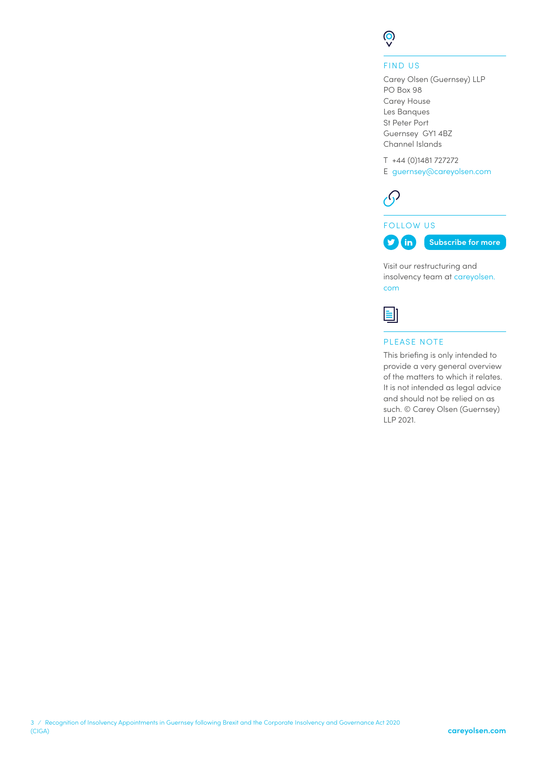## FIND US

Carey Olsen (Guernsey) LLP
PO Box 98
Carey House
Les Banques
St Peter Port
Guernsey GY1 4BZ
Channel Islands

T +44 (0)1481 727272
E guernsey@careyolsen.com

## FOLLOW US

Subscribe for more

Visit our restructuring and insolvency team at careyolsen.com

## PLEASE NOTE

This briefing is only intended to provide a very general overview of the matters to which it relates. It is not intended as legal advice and should not be relied on as such. © Carey Olsen (Guernsey) LLP 2021.